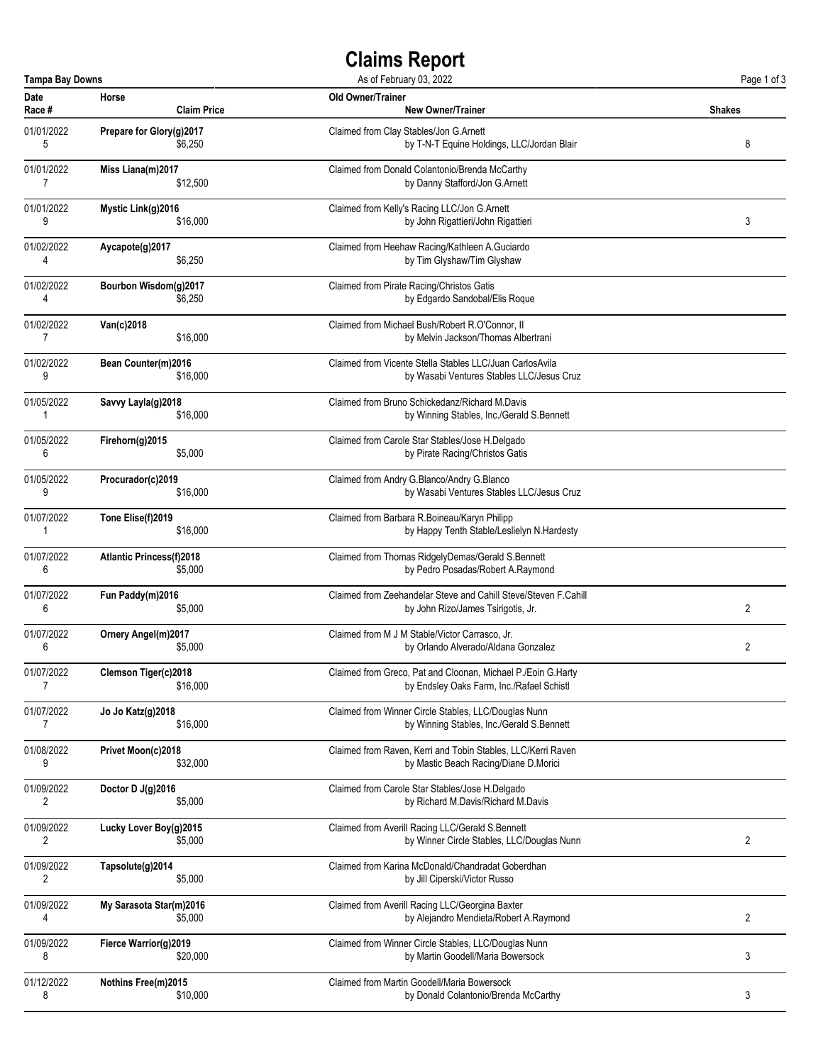# Claims Report

**Tampa Bay Downs** — As of February 03, 2022

| Date | Race # | Horse | Claim Price | Old Owner/Trainer | New Owner/Trainer | Shakes |
|---|---|---|---|---|---|---|
| 01/01/2022 | 5 | **Prepare for Glory(g)2017** | $6,250 | Claimed from Clay Stables/Jon G.Arnett | by T-N-T Equine Holdings, LLC/Jordan Blair | 8 |
| 01/01/2022 | 7 | **Miss Liana(m)2017** | $12,500 | Claimed from Donald Colantonio/Brenda McCarthy | by Danny Stafford/Jon G.Arnett | |
| 01/01/2022 | 9 | **Mystic Link(g)2016** | $16,000 | Claimed from Kelly's Racing LLC/Jon G.Arnett | by John Rigattieri/John Rigattieri | 3 |
| 01/02/2022 | 4 | **Aycapote(g)2017** | $6,250 | Claimed from Heehaw Racing/Kathleen A.Guciardo | by Tim Glyshaw/Tim Glyshaw | |
| 01/02/2022 | 4 | **Bourbon Wisdom(g)2017** | $6,250 | Claimed from Pirate Racing/Christos Gatis | by Edgardo Sandobal/Elis Roque | |
| 01/02/2022 | 7 | **Van(c)2018** | $16,000 | Claimed from Michael Bush/Robert R.O'Connor, II | by Melvin Jackson/Thomas Albertrani | |
| 01/02/2022 | 9 | **Bean Counter(m)2016** | $16,000 | Claimed from Vicente Stella Stables LLC/Juan CarlosAvila | by Wasabi Ventures Stables LLC/Jesus Cruz | |
| 01/05/2022 | 1 | **Savvy Layla(g)2018** | $16,000 | Claimed from Bruno Schickedanz/Richard M.Davis | by Winning Stables, Inc./Gerald S.Bennett | |
| 01/05/2022 | 6 | **Firehorn(g)2015** | $5,000 | Claimed from Carole Star Stables/Jose H.Delgado | by Pirate Racing/Christos Gatis | |
| 01/05/2022 | 9 | **Procurador(c)2019** | $16,000 | Claimed from Andry G.Blanco/Andry G.Blanco | by Wasabi Ventures Stables LLC/Jesus Cruz | |
| 01/07/2022 | 1 | **Tone Elise(f)2019** | $16,000 | Claimed from Barbara R.Boineau/Karyn Philipp | by Happy Tenth Stable/Leslielyn N.Hardesty | |
| 01/07/2022 | 6 | **Atlantic Princess(f)2018** | $5,000 | Claimed from Thomas RidgelyDemas/Gerald S.Bennett | by Pedro Posadas/Robert A.Raymond | |
| 01/07/2022 | 6 | **Fun Paddy(m)2016** | $5,000 | Claimed from Zeehandelar Steve and Cahill Steve/Steven F.Cahill | by John Rizo/James Tsirigotis, Jr. | 2 |
| 01/07/2022 | 6 | **Ornery Angel(m)2017** | $5,000 | Claimed from M J M Stable/Victor Carrasco, Jr. | by Orlando Alverado/Aldana Gonzalez | 2 |
| 01/07/2022 | 7 | **Clemson Tiger(c)2018** | $16,000 | Claimed from Greco, Pat and Cloonan, Michael P./Eoin G.Harty | by Endsley Oaks Farm, Inc./Rafael Schistl | |
| 01/07/2022 | 7 | **Jo Jo Katz(g)2018** | $16,000 | Claimed from Winner Circle Stables, LLC/Douglas Nunn | by Winning Stables, Inc./Gerald S.Bennett | |
| 01/08/2022 | 9 | **Privet Moon(c)2018** | $32,000 | Claimed from Raven, Kerri and Tobin Stables, LLC/Kerri Raven | by Mastic Beach Racing/Diane D.Morici | |
| 01/09/2022 | 2 | **Doctor D J(g)2016** | $5,000 | Claimed from Carole Star Stables/Jose H.Delgado | by Richard M.Davis/Richard M.Davis | |
| 01/09/2022 | 2 | **Lucky Lover Boy(g)2015** | $5,000 | Claimed from Averill Racing LLC/Gerald S.Bennett | by Winner Circle Stables, LLC/Douglas Nunn | 2 |
| 01/09/2022 | 2 | **Tapsolute(g)2014** | $5,000 | Claimed from Karina McDonald/Chandradat Goberdhan | by Jill Ciperski/Victor Russo | |
| 01/09/2022 | 4 | **My Sarasota Star(m)2016** | $5,000 | Claimed from Averill Racing LLC/Georgina Baxter | by Alejandro Mendieta/Robert A.Raymond | 2 |
| 01/09/2022 | 8 | **Fierce Warrior(g)2019** | $20,000 | Claimed from Winner Circle Stables, LLC/Douglas Nunn | by Martin Goodell/Maria Bowersock | 3 |
| 01/12/2022 | 8 | **Nothins Free(m)2015** | $10,000 | Claimed from Martin Goodell/Maria Bowersock | by Donald Colantonio/Brenda McCarthy | 3 |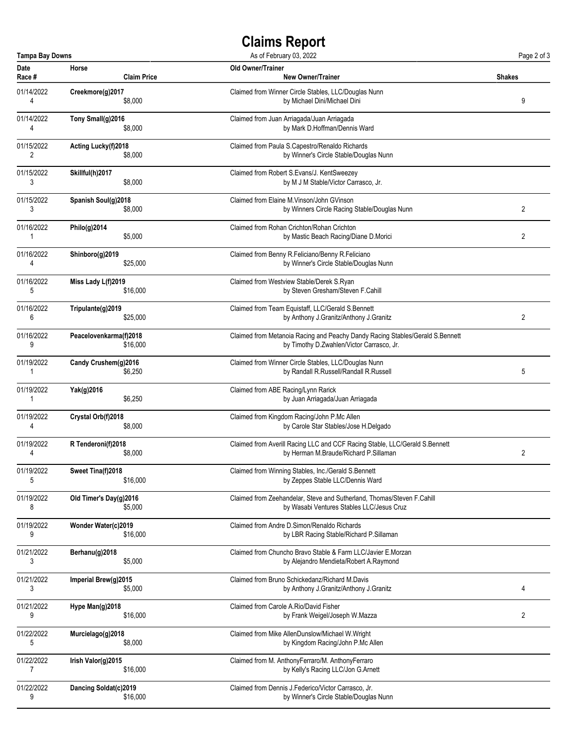# Claims Report

Tampa Bay Downs — As of February 03, 2022

| Date<br>Race # | Horse<br>Claim Price | Old Owner/Trainer<br>New Owner/Trainer | Shakes |
|---|---|---|---|
| 01/14/2022<br>4 | **Creekmore(g)2017**<br>$8,000 | Claimed from Winner Circle Stables, LLC/Douglas Nunn<br>by Michael Dini/Michael Dini | 9 |
| 01/14/2022<br>4 | **Tony Small(g)2016**<br>$8,000 | Claimed from Juan Arriagada/Juan Arriagada<br>by Mark D.Hoffman/Dennis Ward | |
| 01/15/2022<br>2 | **Acting Lucky(f)2018**<br>$8,000 | Claimed from Paula S.Capestro/Renaldo Richards<br>by Winner's Circle Stable/Douglas Nunn | |
| 01/15/2022<br>3 | **Skillful(h)2017**<br>$8,000 | Claimed from Robert S.Evans/J. KentSweezey<br>by M J M Stable/Victor Carrasco, Jr. | |
| 01/15/2022<br>3 | **Spanish Soul(g)2018**<br>$8,000 | Claimed from Elaine M.Vinson/John GVinson<br>by Winners Circle Racing Stable/Douglas Nunn | 2 |
| 01/16/2022<br>1 | **Philo(g)2014**<br>$5,000 | Claimed from Rohan Crichton/Rohan Crichton<br>by Mastic Beach Racing/Diane D.Morici | 2 |
| 01/16/2022<br>4 | **Shinboro(g)2019**<br>$25,000 | Claimed from Benny R.Feliciano/Benny R.Feliciano<br>by Winner's Circle Stable/Douglas Nunn | |
| 01/16/2022<br>5 | **Miss Lady L(f)2019**<br>$16,000 | Claimed from Westview Stable/Derek S.Ryan<br>by Steven Gresham/Steven F.Cahill | |
| 01/16/2022<br>6 | **Tripulante(g)2019**<br>$25,000 | Claimed from Team Equistaff, LLC/Gerald S.Bennett<br>by Anthony J.Granitz/Anthony J.Granitz | 2 |
| 01/16/2022<br>9 | **Peacelovenkarma(f)2018**<br>$16,000 | Claimed from Metanoia Racing and Peachy Dandy Racing Stables/Gerald S.Bennett<br>by Timothy D.Zwahlen/Victor Carrasco, Jr. | |
| 01/19/2022<br>1 | **Candy Crushem(g)2016**<br>$6,250 | Claimed from Winner Circle Stables, LLC/Douglas Nunn<br>by Randall R.Russell/Randall R.Russell | 5 |
| 01/19/2022<br>1 | **Yak(g)2016**<br>$6,250 | Claimed from ABE Racing/Lynn Rarick<br>by Juan Arriagada/Juan Arriagada | |
| 01/19/2022<br>4 | **Crystal Orb(f)2018**<br>$8,000 | Claimed from Kingdom Racing/John P.Mc Allen<br>by Carole Star Stables/Jose H.Delgado | |
| 01/19/2022<br>4 | **R Tenderoni(f)2018**<br>$8,000 | Claimed from Averill Racing LLC and CCF Racing Stable, LLC/Gerald S.Bennett<br>by Herman M.Braude/Richard P.Sillaman | 2 |
| 01/19/2022<br>5 | **Sweet Tina(f)2018**<br>$16,000 | Claimed from Winning Stables, Inc./Gerald S.Bennett<br>by Zeppes Stable LLC/Dennis Ward | |
| 01/19/2022<br>8 | **Old Timer's Day(g)2016**<br>$5,000 | Claimed from Zeehandelar, Steve and Sutherland, Thomas/Steven F.Cahill<br>by Wasabi Ventures Stables LLC/Jesus Cruz | |
| 01/19/2022<br>9 | **Wonder Water(c)2019**<br>$16,000 | Claimed from Andre D.Simon/Renaldo Richards<br>by LBR Racing Stable/Richard P.Sillaman | |
| 01/21/2022<br>3 | **Berhanu(g)2018**<br>$5,000 | Claimed from Chuncho Bravo Stable & Farm LLC/Javier E.Morzan<br>by Alejandro Mendieta/Robert A.Raymond | |
| 01/21/2022<br>3 | **Imperial Brew(g)2015**<br>$5,000 | Claimed from Bruno Schickedanz/Richard M.Davis<br>by Anthony J.Granitz/Anthony J.Granitz | 4 |
| 01/21/2022<br>9 | **Hype Man(g)2018**<br>$16,000 | Claimed from Carole A.Rio/David Fisher<br>by Frank Weigel/Joseph W.Mazza | 2 |
| 01/22/2022<br>5 | **Murcielago(g)2018**<br>$8,000 | Claimed from Mike AllenDunslow/Michael W.Wright<br>by Kingdom Racing/John P.Mc Allen | |
| 01/22/2022<br>7 | **Irish Valor(g)2015**<br>$16,000 | Claimed from M. AnthonyFerraro/M. AnthonyFerraro<br>by Kelly's Racing LLC/Jon G.Arnett | |
| 01/22/2022<br>9 | **Dancing Soldat(c)2019**<br>$16,000 | Claimed from Dennis J.Federico/Victor Carrasco, Jr.<br>by Winner's Circle Stable/Douglas Nunn | |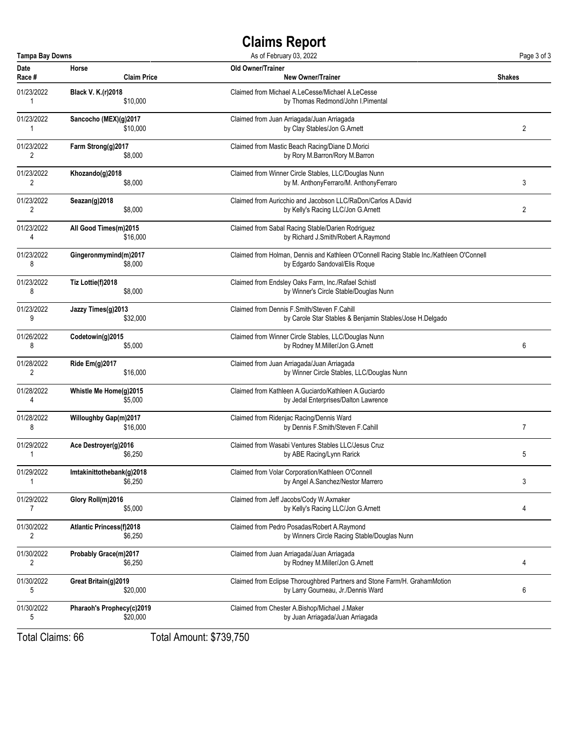# Claims Report

**Tampa Bay Downs** | As of February 03, 2022

| Date / Race # | Horse / Claim Price | Old Owner/Trainer / New Owner/Trainer | Shakes |
|---|---|---|---|
| 01/23/2022<br>1 | **Black V. K.(r)2018**<br>$10,000 | Claimed from Michael A.LeCesse/Michael A.LeCesse<br>by Thomas Redmond/John I.Pimental | |
| 01/23/2022<br>1 | **Sancocho (MEX)(g)2017**<br>$10,000 | Claimed from Juan Arriagada/Juan Arriagada<br>by Clay Stables/Jon G.Arnett | 2 |
| 01/23/2022<br>2 | **Farm Strong(g)2017**<br>$8,000 | Claimed from Mastic Beach Racing/Diane D.Morici<br>by Rory M.Barron/Rory M.Barron | |
| 01/23/2022<br>2 | **Khozando(g)2018**<br>$8,000 | Claimed from Winner Circle Stables, LLC/Douglas Nunn<br>by M. AnthonyFerraro/M. AnthonyFerraro | 3 |
| 01/23/2022<br>2 | **Seazan(g)2018**<br>$8,000 | Claimed from Auricchio and Jacobson LLC/RaDon/Carlos A.David<br>by Kelly's Racing LLC/Jon G.Arnett | 2 |
| 01/23/2022<br>4 | **All Good Times(m)2015**<br>$16,000 | Claimed from Sabal Racing Stable/Darien Rodriguez<br>by Richard J.Smith/Robert A.Raymond | |
| 01/23/2022<br>8 | **Gingeronmymind(m)2017**<br>$8,000 | Claimed from Holman, Dennis and Kathleen O'Connell Racing Stable Inc./Kathleen O'Connell<br>by Edgardo Sandoval/Elis Roque | |
| 01/23/2022<br>8 | **Tiz Lottie(f)2018**<br>$8,000 | Claimed from Endsley Oaks Farm, Inc./Rafael Schistl<br>by Winner's Circle Stable/Douglas Nunn | |
| 01/23/2022<br>9 | **Jazzy Times(g)2013**<br>$32,000 | Claimed from Dennis F.Smith/Steven F.Cahill<br>by Carole Star Stables & Benjamin Stables/Jose H.Delgado | |
| 01/26/2022<br>8 | **Codetowin(g)2015**<br>$5,000 | Claimed from Winner Circle Stables, LLC/Douglas Nunn<br>by Rodney M.Miller/Jon G.Arnett | 6 |
| 01/28/2022<br>2 | **Ride Em(g)2017**<br>$16,000 | Claimed from Juan Arriagada/Juan Arriagada<br>by Winner Circle Stables, LLC/Douglas Nunn | |
| 01/28/2022<br>4 | **Whistle Me Home(g)2015**<br>$5,000 | Claimed from Kathleen A.Guciardo/Kathleen A.Guciardo<br>by Jedal Enterprises/Dalton Lawrence | |
| 01/28/2022<br>8 | **Willoughby Gap(m)2017**<br>$16,000 | Claimed from Ridenjac Racing/Dennis Ward<br>by Dennis F.Smith/Steven F.Cahill | 7 |
| 01/29/2022<br>1 | **Ace Destroyer(g)2016**<br>$6,250 | Claimed from Wasabi Ventures Stables LLC/Jesus Cruz<br>by ABE Racing/Lynn Rarick | 5 |
| 01/29/2022<br>1 | **Imtakinittothebank(g)2018**<br>$6,250 | Claimed from Volar Corporation/Kathleen O'Connell<br>by Angel A.Sanchez/Nestor Marrero | 3 |
| 01/29/2022<br>7 | **Glory Roll(m)2016**<br>$5,000 | Claimed from Jeff Jacobs/Cody W.Axmaker<br>by Kelly's Racing LLC/Jon G.Arnett | 4 |
| 01/30/2022<br>2 | **Atlantic Princess(f)2018**<br>$6,250 | Claimed from Pedro Posadas/Robert A.Raymond<br>by Winners Circle Racing Stable/Douglas Nunn | |
| 01/30/2022<br>2 | **Probably Grace(m)2017**<br>$6,250 | Claimed from Juan Arriagada/Juan Arriagada<br>by Rodney M.Miller/Jon G.Arnett | 4 |
| 01/30/2022<br>5 | **Great Britain(g)2019**<br>$20,000 | Claimed from Eclipse Thoroughbred Partners and Stone Farm/H. GrahamMotion<br>by Larry Gourneau, Jr./Dennis Ward | 6 |
| 01/30/2022<br>5 | **Pharaoh's Prophecy(c)2019**<br>$20,000 | Claimed from Chester A.Bishop/Michael J.Maker<br>by Juan Arriagada/Juan Arriagada | |

Total Claims: 66 Total Amount: $739,750